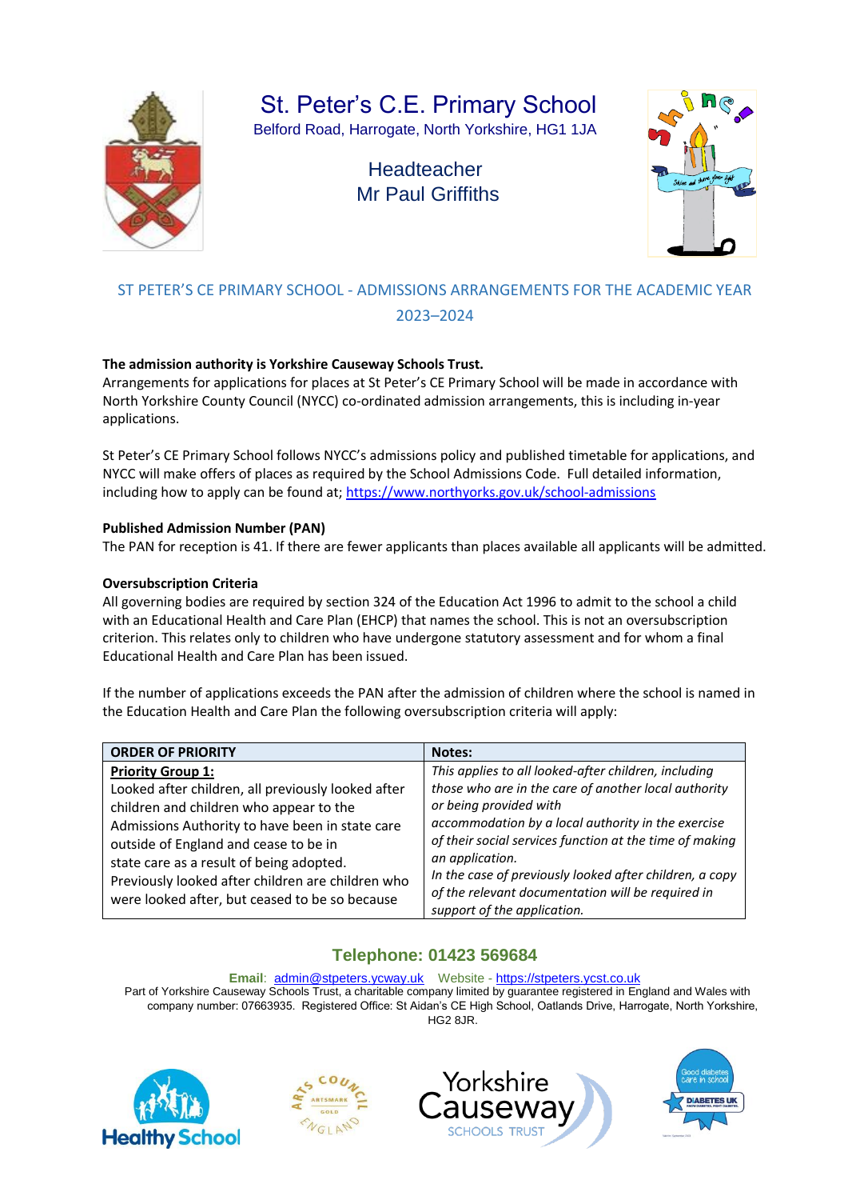# St. Peter's C.E. Primary School

Belford Road, Harrogate, North Yorkshire, HG1 1JA

Headteacher
Mr Paul Griffiths

## ST PETER'S CE PRIMARY SCHOOL - ADMISSIONS ARRANGEMENTS FOR THE ACADEMIC YEAR 2023–2024

**The admission authority is Yorkshire Causeway Schools Trust.**
Arrangements for applications for places at St Peter's CE Primary School will be made in accordance with North Yorkshire County Council (NYCC) co-ordinated admission arrangements, this is including in-year applications.

St Peter's CE Primary School follows NYCC's admissions policy and published timetable for applications, and NYCC will make offers of places as required by the School Admissions Code. Full detailed information, including how to apply can be found at; https://www.northyorks.gov.uk/school-admissions

**Published Admission Number (PAN)**
The PAN for reception is 41. If there are fewer applicants than places available all applicants will be admitted.

**Oversubscription Criteria**
All governing bodies are required by section 324 of the Education Act 1996 to admit to the school a child with an Educational Health and Care Plan (EHCP) that names the school. This is not an oversubscription criterion. This relates only to children who have undergone statutory assessment and for whom a final Educational Health and Care Plan has been issued.

If the number of applications exceeds the PAN after the admission of children where the school is named in the Education Health and Care Plan the following oversubscription criteria will apply:

| ORDER OF PRIORITY | Notes: |
|---|---|
| **Priority Group 1:** Looked after children, all previously looked after children and children who appear to the Admissions Authority to have been in state care outside of England and cease to be in state care as a result of being adopted. Previously looked after children are children who were looked after, but ceased to be so because | *This applies to all looked-after children, including those who are in the care of another local authority or being provided with accommodation by a local authority in the exercise of their social services function at the time of making an application. In the case of previously looked after children, a copy of the relevant documentation will be required in support of the application.* |

**Telephone: 01423 569684**

**Email**: admin@stpeters.ycway.uk Website - https://stpeters.ycst.co.uk
Part of Yorkshire Causeway Schools Trust, a charitable company limited by guarantee registered in England and Wales with company number: 07663935. Registered Office: St Aidan's CE High School, Oatlands Drive, Harrogate, North Yorkshire, HG2 8JR.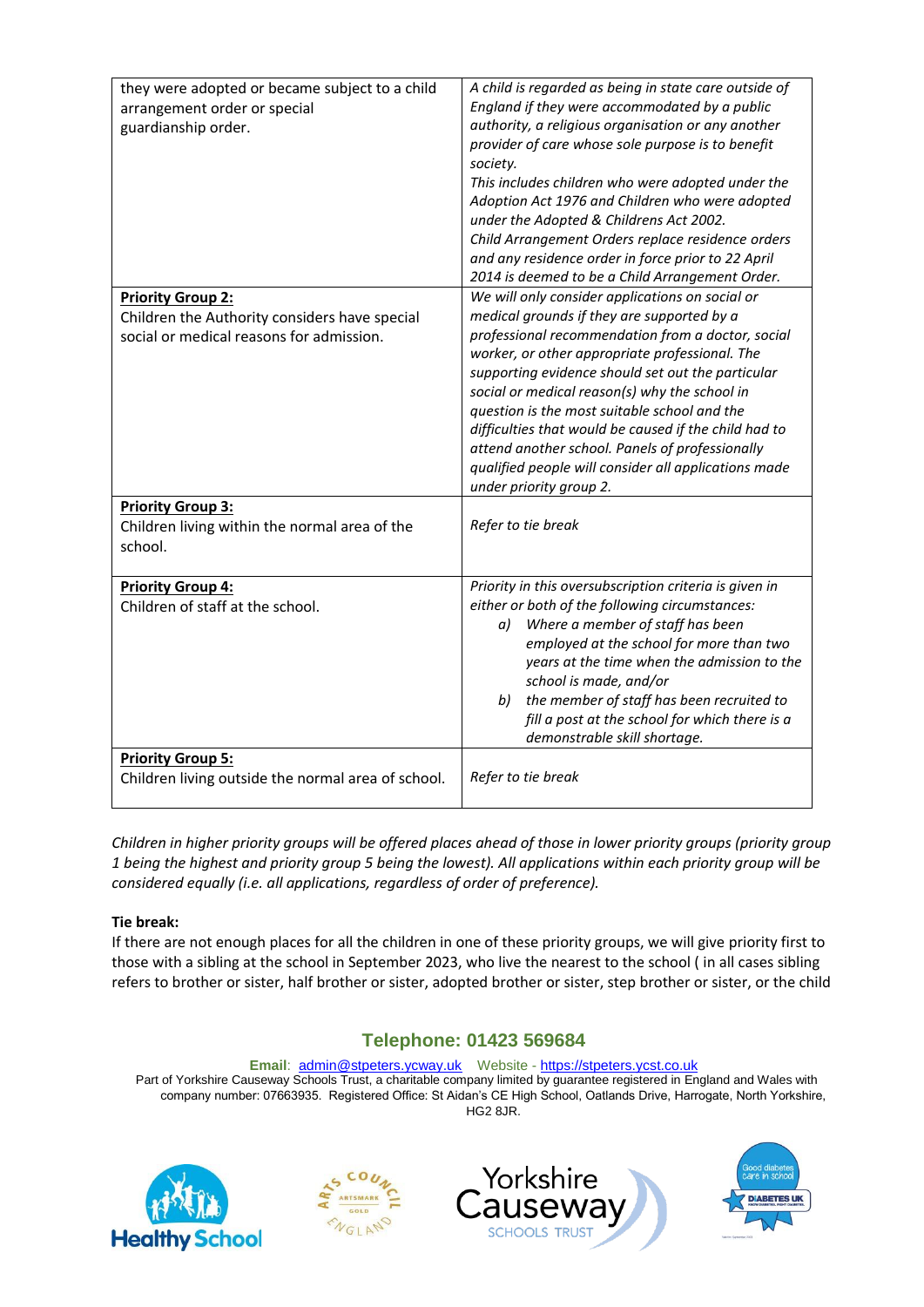| | |
|---|---|
| they were adopted or became subject to a child arrangement order or special guardianship order. | *A child is regarded as being in state care outside of England if they were accommodated by a public authority, a religious organisation or any another provider of care whose sole purpose is to benefit society.* *This includes children who were adopted under the Adoption Act 1976 and Children who were adopted under the Adopted & Childrens Act 2002.* *Child Arrangement Orders replace residence orders and any residence order in force prior to 22 April 2014 is deemed to be a Child Arrangement Order.* |
| **Priority Group 2:** Children the Authority considers have special social or medical reasons for admission. | *We will only consider applications on social or medical grounds if they are supported by a professional recommendation from a doctor, social worker, or other appropriate professional. The supporting evidence should set out the particular social or medical reason(s) why the school in question is the most suitable school and the difficulties that would be caused if the child had to attend another school. Panels of professionally qualified people will consider all applications made under priority group 2.* |
| **Priority Group 3:** Children living within the normal area of the school. | *Refer to tie break* |
| **Priority Group 4:** Children of staff at the school. | *Priority in this oversubscription criteria is given in either or both of the following circumstances:* *a) Where a member of staff has been employed at the school for more than two years at the time when the admission to the school is made, and/or* *b) the member of staff has been recruited to fill a post at the school for which there is a demonstrable skill shortage.* |
| **Priority Group 5:** Children living outside the normal area of school. | *Refer to tie break* |

*Children in higher priority groups will be offered places ahead of those in lower priority groups (priority group 1 being the highest and priority group 5 being the lowest). All applications within each priority group will be considered equally (i.e. all applications, regardless of order of preference).*

**Tie break:**

If there are not enough places for all the children in one of these priority groups, we will give priority first to those with a sibling at the school in September 2023, who live the nearest to the school ( in all cases sibling refers to brother or sister, half brother or sister, adopted brother or sister, step brother or sister, or the child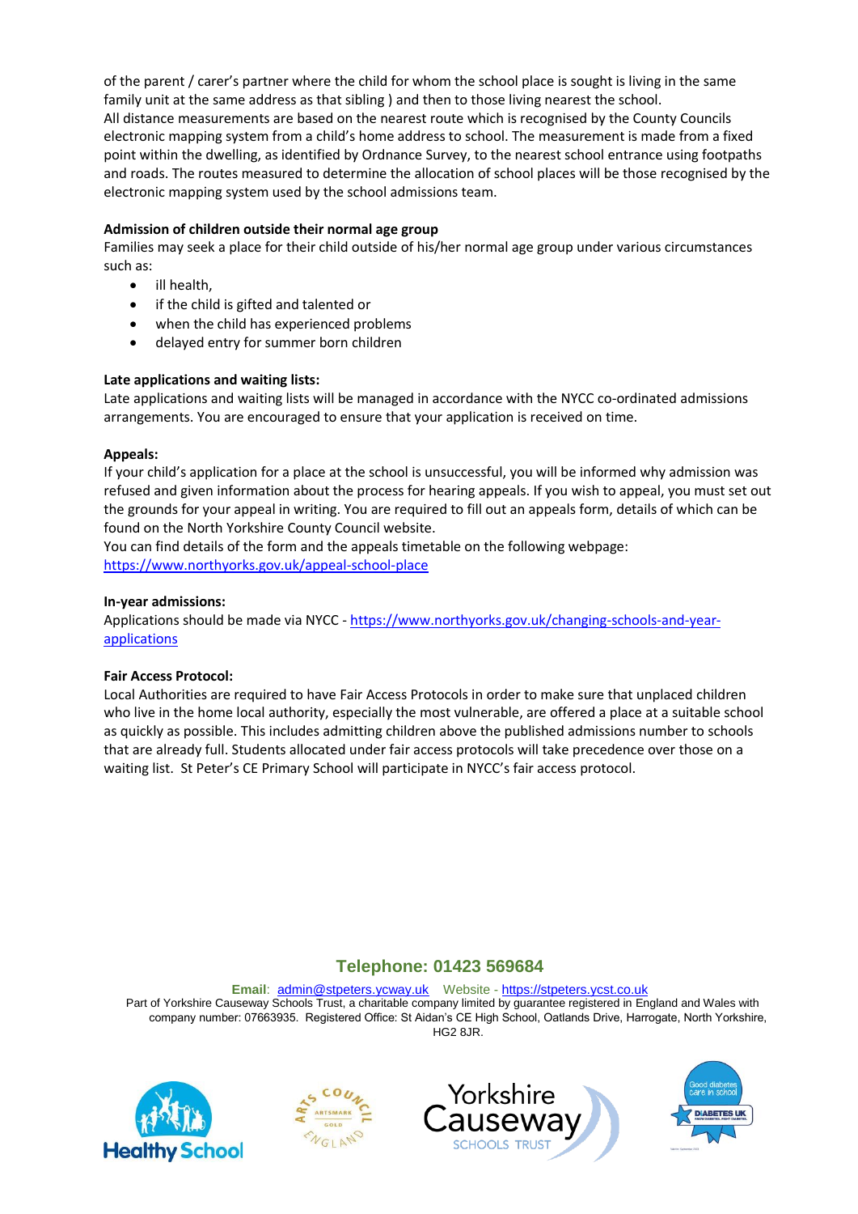of the parent / carer's partner where the child for whom the school place is sought is living in the same family unit at the same address as that sibling ) and then to those living nearest the school.
All distance measurements are based on the nearest route which is recognised by the County Councils electronic mapping system from a child's home address to school. The measurement is made from a fixed point within the dwelling, as identified by Ordnance Survey, to the nearest school entrance using footpaths and roads. The routes measured to determine the allocation of school places will be those recognised by the electronic mapping system used by the school admissions team.

**Admission of children outside their normal age group**

Families may seek a place for their child outside of his/her normal age group under various circumstances such as:

- ill health,
- if the child is gifted and talented or
- when the child has experienced problems
- delayed entry for summer born children

**Late applications and waiting lists:**

Late applications and waiting lists will be managed in accordance with the NYCC co-ordinated admissions arrangements. You are encouraged to ensure that your application is received on time.

**Appeals:**

If your child's application for a place at the school is unsuccessful, you will be informed why admission was refused and given information about the process for hearing appeals. If you wish to appeal, you must set out the grounds for your appeal in writing. You are required to fill out an appeals form, details of which can be found on the North Yorkshire County Council website.
You can find details of the form and the appeals timetable on the following webpage:
https://www.northyorks.gov.uk/appeal-school-place

**In-year admissions:**

Applications should be made via NYCC - https://www.northyorks.gov.uk/changing-schools-and-year-applications

**Fair Access Protocol:**

Local Authorities are required to have Fair Access Protocols in order to make sure that unplaced children who live in the home local authority, especially the most vulnerable, are offered a place at a suitable school as quickly as possible. This includes admitting children above the published admissions number to schools that are already full. Students allocated under fair access protocols will take precedence over those on a waiting list. St Peter's CE Primary School will participate in NYCC's fair access protocol.

**Telephone: 01423 569684**

**Email**: admin@stpeters.ycway.uk Website - https://stpeters.ycst.co.uk

Part of Yorkshire Causeway Schools Trust, a charitable company limited by guarantee registered in England and Wales with company number: 07663935. Registered Office: St Aidan's CE High School, Oatlands Drive, Harrogate, North Yorkshire, HG2 8JR.